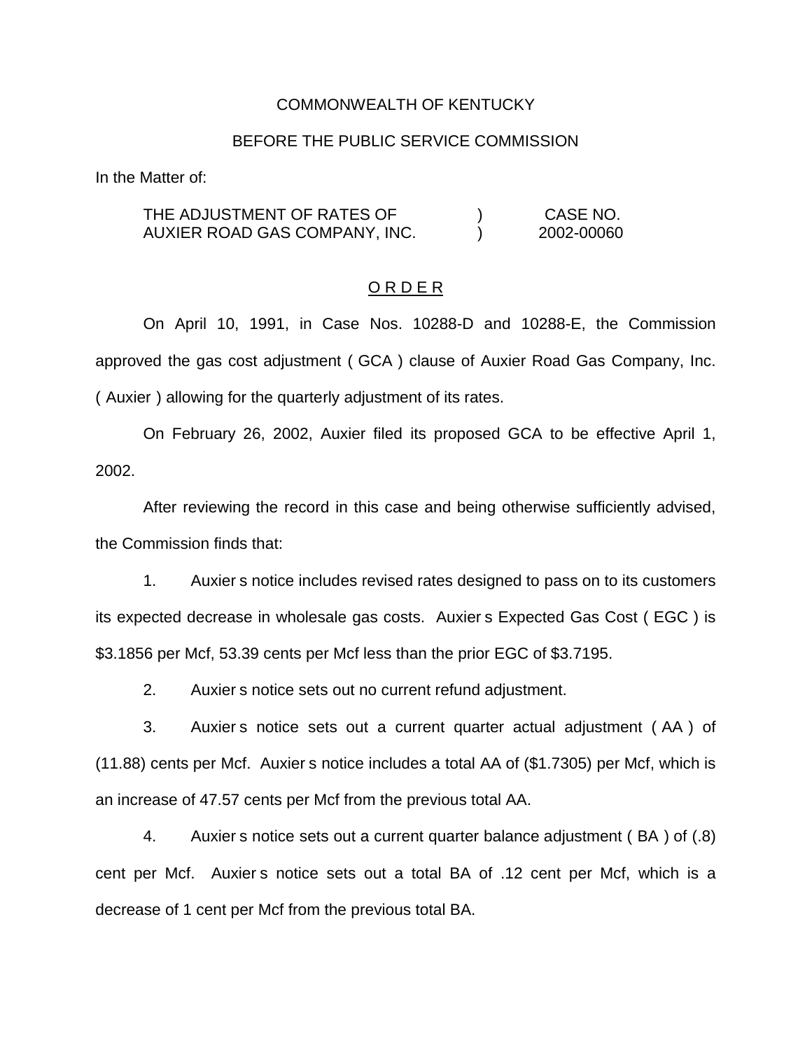COMMONWEALTH OF KENTUCKY

BEFORE THE PUBLIC SERVICE COMMISSION

In the Matter of:

| | | |
|---|---|---|
| THE ADJUSTMENT OF RATES OF AUXIER ROAD GAS COMPANY, INC. | ) ) | CASE NO. 2002-00060 |

O R D E R

On April 10, 1991, in Case Nos. 10288-D and 10288-E, the Commission approved the gas cost adjustment ( GCA ) clause of Auxier Road Gas Company, Inc. ( Auxier ) allowing for the quarterly adjustment of its rates.

On February 26, 2002, Auxier filed its proposed GCA to be effective April 1, 2002.

After reviewing the record in this case and being otherwise sufficiently advised, the Commission finds that:

1. Auxier s notice includes revised rates designed to pass on to its customers its expected decrease in wholesale gas costs. Auxier s Expected Gas Cost ( EGC ) is $3.1856 per Mcf, 53.39 cents per Mcf less than the prior EGC of $3.7195.

2. Auxier s notice sets out no current refund adjustment.

3. Auxier s notice sets out a current quarter actual adjustment ( AA ) of (11.88) cents per Mcf. Auxier s notice includes a total AA of ($1.7305) per Mcf, which is an increase of 47.57 cents per Mcf from the previous total AA.

4. Auxier s notice sets out a current quarter balance adjustment ( BA ) of (.8) cent per Mcf. Auxier s notice sets out a total BA of .12 cent per Mcf, which is a decrease of 1 cent per Mcf from the previous total BA.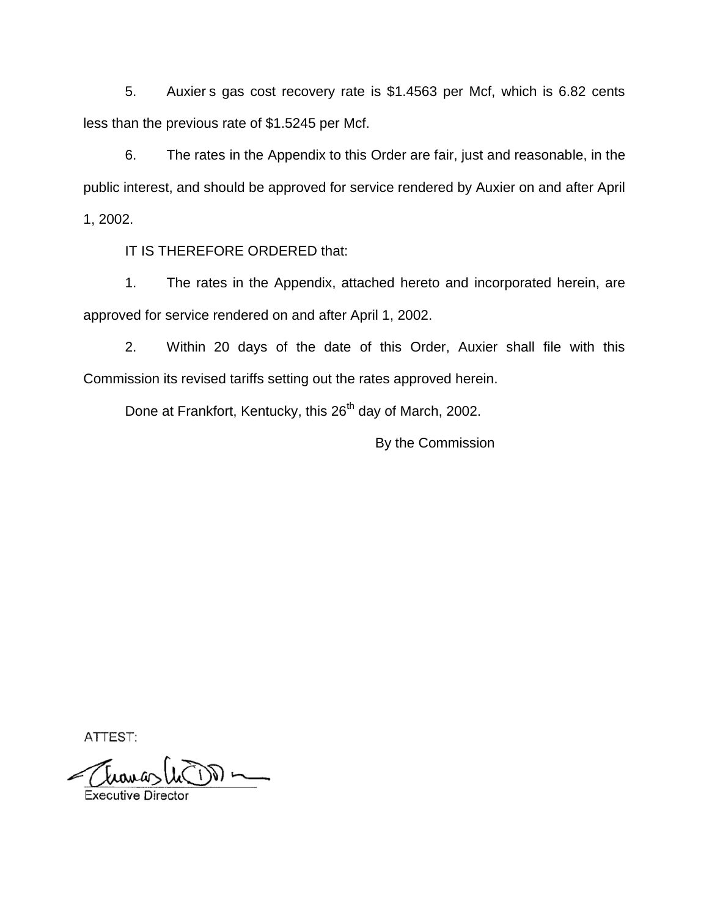5. Auxier s gas cost recovery rate is $1.4563 per Mcf, which is 6.82 cents less than the previous rate of $1.5245 per Mcf.

6. The rates in the Appendix to this Order are fair, just and reasonable, in the public interest, and should be approved for service rendered by Auxier on and after April 1, 2002.

IT IS THEREFORE ORDERED that:

1. The rates in the Appendix, attached hereto and incorporated herein, are approved for service rendered on and after April 1, 2002.

2. Within 20 days of the date of this Order, Auxier shall file with this Commission its revised tariffs setting out the rates approved herein.

Done at Frankfort, Kentucky, this 26th day of March, 2002.

By the Commission

ATTEST:

Executive Director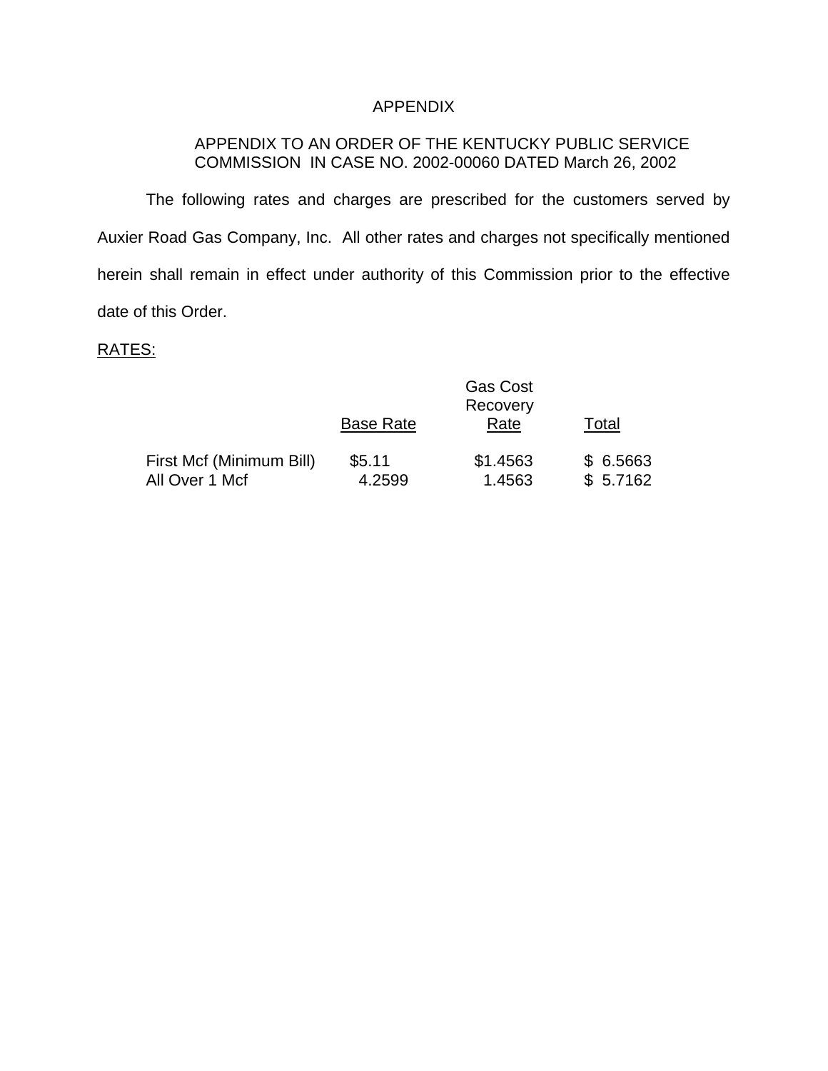# APPENDIX

APPENDIX TO AN ORDER OF THE KENTUCKY PUBLIC SERVICE COMMISSION IN CASE NO. 2002-00060 DATED March 26, 2002

The following rates and charges are prescribed for the customers served by Auxier Road Gas Company, Inc. All other rates and charges not specifically mentioned herein shall remain in effect under authority of this Commission prior to the effective date of this Order.

RATES:

| | Base Rate | Gas Cost Recovery Rate | Total |
|---|---|---|---|
| First Mcf (Minimum Bill) | $5.11 | $1.4563 | $ 6.5663 |
| All Over 1 Mcf | 4.2599 | 1.4563 | $ 5.7162 |